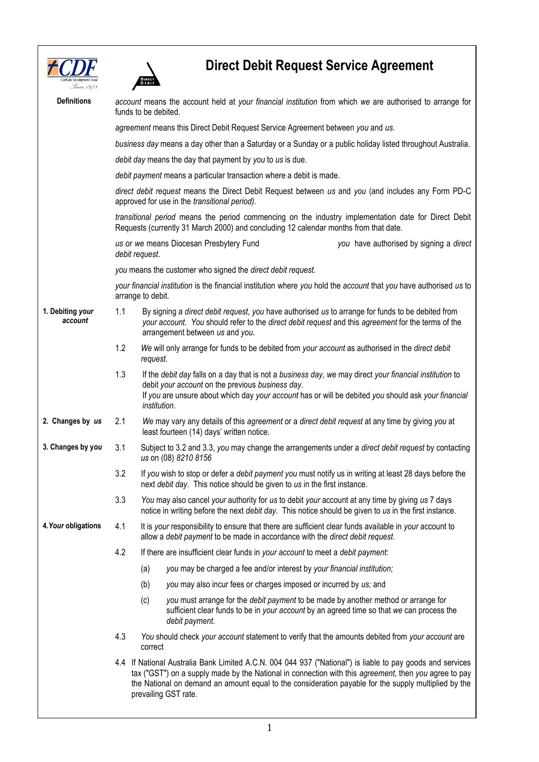# Direct Debit Request Service Agreement

**Definitions**

*account* means the account held at *your financial institution* from which *we* are authorised to arrange for funds to be debited.

*agreement* means this Direct Debit Request Service Agreement between *you* and *us*.

*business day* means a day other than a Saturday or a Sunday or a public holiday listed throughout Australia.

*debit day* means the day that payment by *you* to *us* is due.

*debit payment* means a particular transaction where a debit is made.

*direct debit request* means the Direct Debit Request between *us* and *you* (and includes any Form PD-C approved for use in the *transitional period).*

*transitional period* means the period commencing on the industry implementation date for Direct Debit Requests (currently 31 March 2000) and concluding 12 calendar months from that date.

*us* or *we* means Diocesan Presbytery Fund *you* have authorised by signing a *direct debit request*.

*you* means the customer who signed the *direct debit request*.

*your financial institution* is the financial institution where *you* hold the *account* that *you* have authorised *us* to arrange to debit.

**1. Debiting *your account***

1.1 By signing a *direct debit request, you* have authorised *us* to arrange for funds to be debited from *your account*. *You* should refer to the *direct debit request* and this *agreement* for the terms of the arrangement between *us* and *you*.

1.2 *We* will only arrange for funds to be debited from *your account* as authorised in the *direct debit request*.

1.3 If the *debit day* falls on a day that is not a *business day, we* may direct *your financial institution* to debit *your account* on the previous *business day*.
If *you* are unsure about which day *your account* has or will be debited *you* should ask *your financial institution*.

**2. Changes by *us***

2.1 *We* may vary any details of this *agreement* or a *direct debit request* at any time by giving *you* at least fourteen (14) days' written notice.

**3. Changes by *you***

3.1 Subject to 3.2 and 3.3, *you* may change the arrangements under a *direct debit request* by contacting *us* on (08) *8210 8156*

3.2 If *you* wish to stop or defer a *debit payment you* must notify us in writing at least 28 days before the next *debit day*. This notice should be given to *us* in the first instance.

3.3 *You* may also cancel *your* authority for *us* to debit *your* account at any time by giving *us* 7 days notice in writing before the next *debit day*. This notice should be given to *us* in the first instance.

**4. *Your* obligations**

4.1 It is *your* responsibility to ensure that there are sufficient clear funds available in *your* account to allow a *debit payment* to be made in accordance with the *direct debit request*.

4.2 If there are insufficient clear funds in *your account* to meet a *debit payment*:

(a) *you* may be charged a fee and/or interest by *your financial institution;*

(b) *you* may also incur fees or charges imposed or incurred by *us;* and

(c) *you* must arrange for the *debit payment* to be made by another method or arrange for sufficient clear funds to be in *your account* by an agreed time so that *we* can process the *debit payment.*

4.3 *You* should check *your account* statement to verify that the amounts debited from *your account* are correct

4.4 If National Australia Bank Limited A.C.N. 004 044 937 ("National") is liable to pay goods and services tax ("GST") on a supply made by the National in connection with this *agreement*, then *you* agree to pay the National on demand an amount equal to the consideration payable for the supply multiplied by the prevailing GST rate.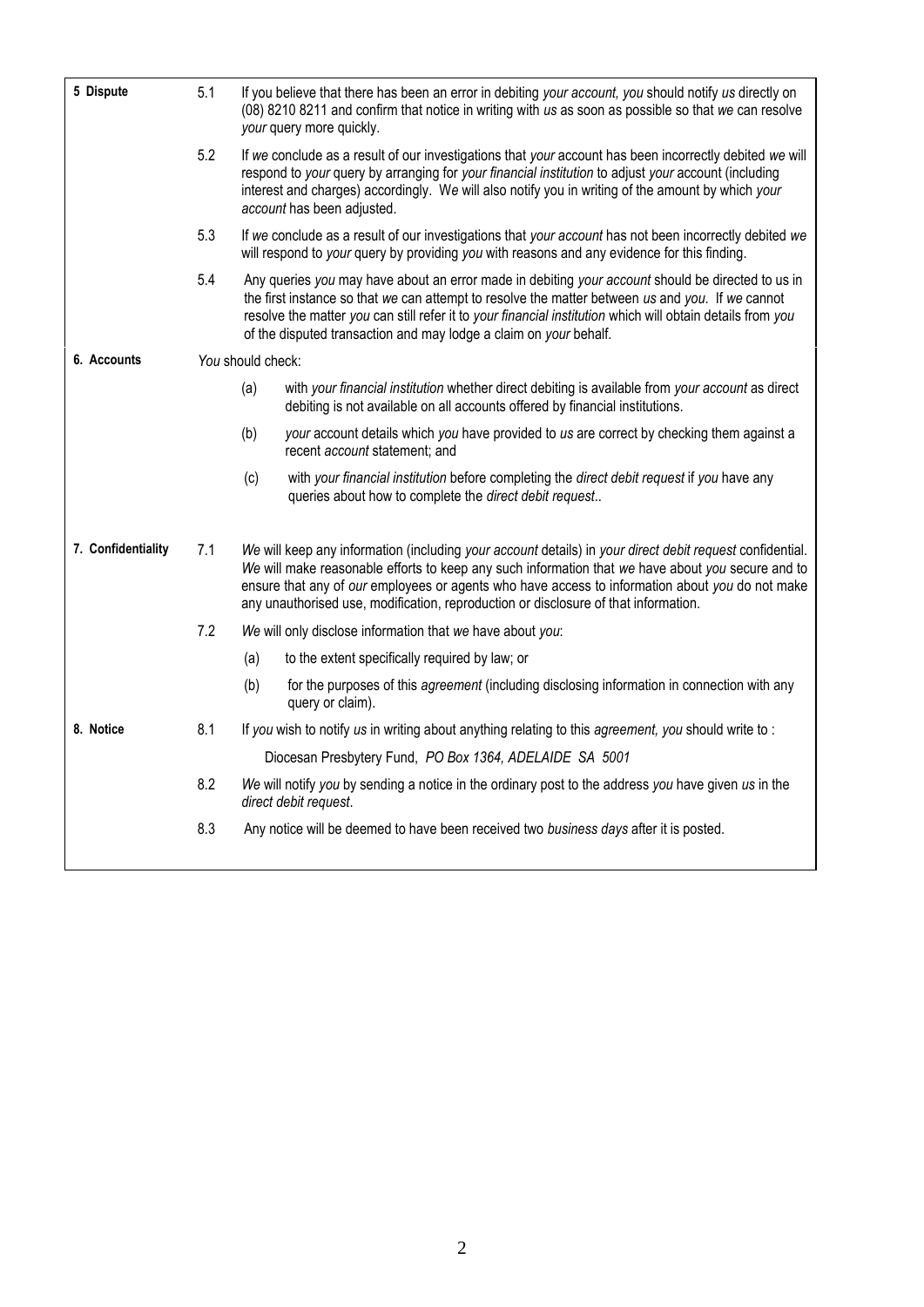**5 Dispute**

5.1 If you believe that there has been an error in debiting *your account, you* should notify *us* directly on (08) 8210 8211 and confirm that notice in writing with *us* as soon as possible so that *we* can resolve *your* query more quickly.

5.2 If *we* conclude as a result of our investigations that *your* account has been incorrectly debited *we* will respond to *your* query by arranging for *your financial institution* to adjust *your* account (including interest and charges) accordingly. W*e* will also notify you in writing of the amount by which *your account* has been adjusted.

5.3 If *we* conclude as a result of our investigations that *your account* has not been incorrectly debited *we* will respond to *your* query by providing *you* with reasons and any evidence for this finding.

5.4 Any queries *you* may have about an error made in debiting *your account* should be directed to us in the first instance so that *we* can attempt to resolve the matter between *us* and *you*. If *we* cannot resolve the matter *you* can still refer it to *your financial institution* which will obtain details from *you* of the disputed transaction and may lodge a claim on *your* behalf.

**6. Accounts**

*You* should check:

(a) with *your financial institution* whether direct debiting is available from *your account* as direct debiting is not available on all accounts offered by financial institutions.

(b) *your* account details which *you* have provided to *us* are correct by checking them against a recent *account* statement; and

(c) with *your financial institution* before completing the *direct debit request* if *you* have any queries about how to complete the *direct debit request*..

**7. Confidentiality**

7.1 *We* will keep any information (including *your account* details) in *your direct debit request* confidential. *We* will make reasonable efforts to keep any such information that *we* have about *you* secure and to ensure that any of *our* employees or agents who have access to information about *you* do not make any unauthorised use, modification, reproduction or disclosure of that information.

7.2 *We* will only disclose information that *we* have about *you*:

(a) to the extent specifically required by law; or

(b) for the purposes of this *agreement* (including disclosing information in connection with any query or claim).

**8. Notice**

8.1 If *you* wish to notify *us* in writing about anything relating to this *agreement, you* should write to :

Diocesan Presbytery Fund, *PO Box 1364, ADELAIDE SA 5001*

8.2 *We* will notify *you* by sending a notice in the ordinary post to the address *you* have given *us* in the *direct debit request*.

8.3 Any notice will be deemed to have been received two *business days* after it is posted.